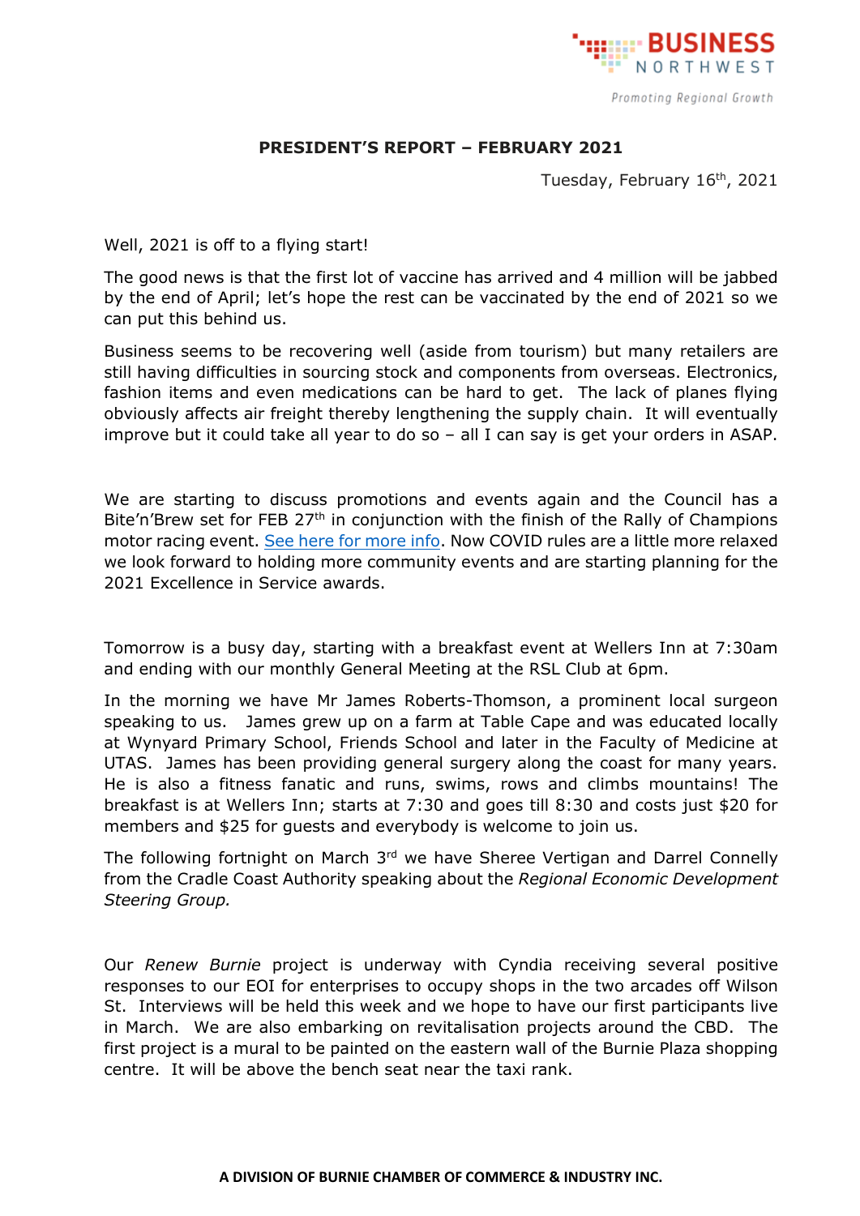# PRESIDENT'S REPORT – FEBRUARY 2021

Tuesday, February 16th, 2021

Well, 2021 is off to a flying start!

The good news is that the first lot of vaccine has arrived and 4 million will be jabbed by the end of April; let's hope the rest can be vaccinated by the end of 2021 so we can put this behind us.

Business seems to be recovering well (aside from tourism) but many retailers are still having difficulties in sourcing stock and components from overseas. Electronics, fashion items and even medications can be hard to get. The lack of planes flying obviously affects air freight thereby lengthening the supply chain. It will eventually improve but it could take all year to do so – all I can say is get your orders in ASAP.

We are starting to discuss promotions and events again and the Council has a Bite'n'Brew set for FEB 27th in conjunction with the finish of the Rally of Champions motor racing event. See here for more info. Now COVID rules are a little more relaxed we look forward to holding more community events and are starting planning for the 2021 Excellence in Service awards.

Tomorrow is a busy day, starting with a breakfast event at Wellers Inn at 7:30am and ending with our monthly General Meeting at the RSL Club at 6pm.

In the morning we have Mr James Roberts-Thomson, a prominent local surgeon speaking to us. James grew up on a farm at Table Cape and was educated locally at Wynyard Primary School, Friends School and later in the Faculty of Medicine at UTAS. James has been providing general surgery along the coast for many years. He is also a fitness fanatic and runs, swims, rows and climbs mountains! The breakfast is at Wellers Inn; starts at 7:30 and goes till 8:30 and costs just $20 for members and $25 for guests and everybody is welcome to join us.

The following fortnight on March 3rd we have Sheree Vertigan and Darrel Connelly from the Cradle Coast Authority speaking about the *Regional Economic Development Steering Group.*

Our *Renew Burnie* project is underway with Cyndia receiving several positive responses to our EOI for enterprises to occupy shops in the two arcades off Wilson St. Interviews will be held this week and we hope to have our first participants live in March. We are also embarking on revitalisation projects around the CBD. The first project is a mural to be painted on the eastern wall of the Burnie Plaza shopping centre. It will be above the bench seat near the taxi rank.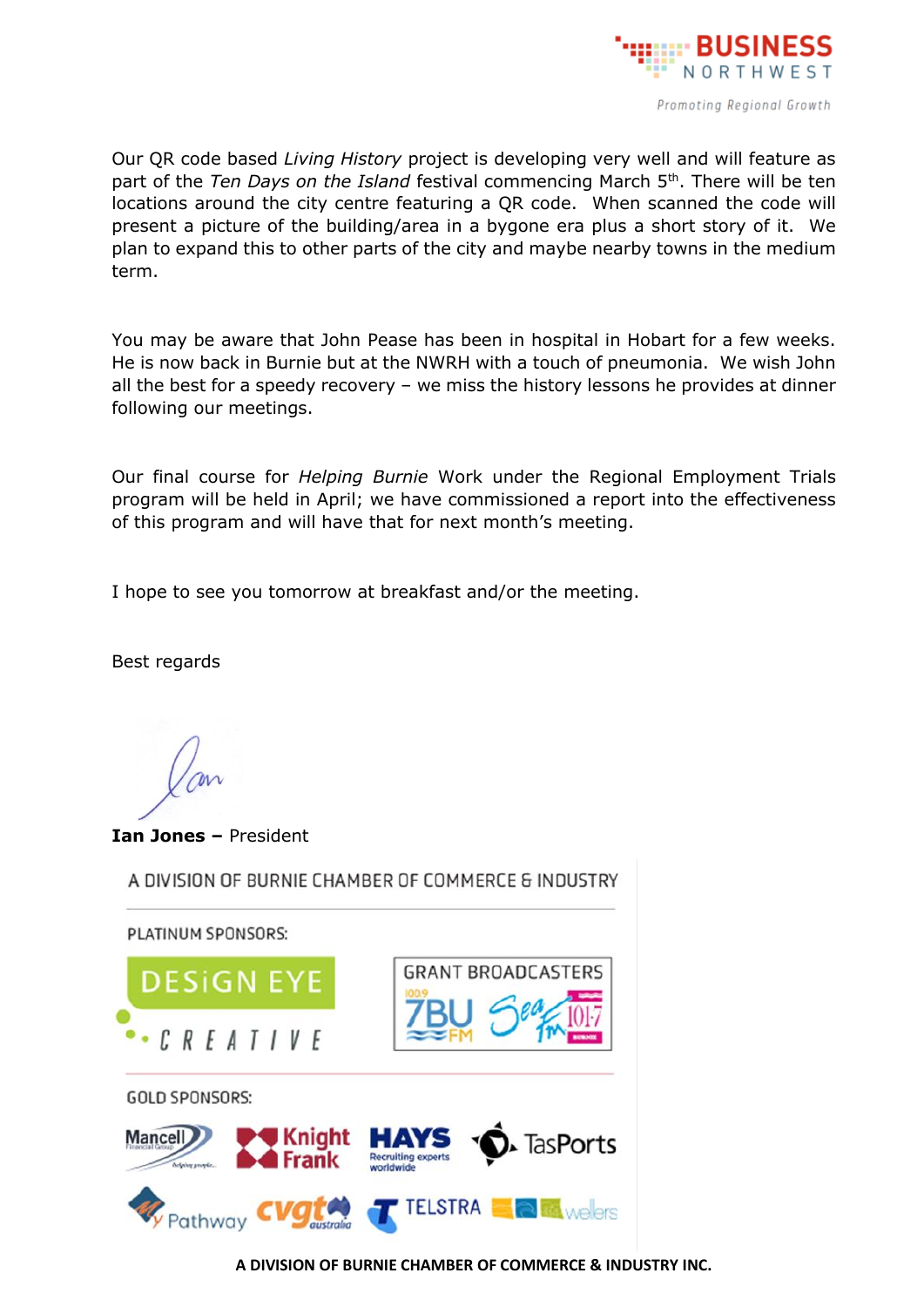Our QR code based *Living History* project is developing very well and will feature as part of the *Ten Days on the Island* festival commencing March 5th. There will be ten locations around the city centre featuring a QR code. When scanned the code will present a picture of the building/area in a bygone era plus a short story of it. We plan to expand this to other parts of the city and maybe nearby towns in the medium term.

You may be aware that John Pease has been in hospital in Hobart for a few weeks. He is now back in Burnie but at the NWRH with a touch of pneumonia. We wish John all the best for a speedy recovery – we miss the history lessons he provides at dinner following our meetings.

Our final course for *Helping Burnie* Work under the Regional Employment Trials program will be held in April; we have commissioned a report into the effectiveness of this program and will have that for next month's meeting.

I hope to see you tomorrow at breakfast and/or the meeting.

Best regards

**Ian Jones –** President

A DIVISION OF BURNIE CHAMBER OF COMMERCE & INDUSTRY

PLATINUM SPONSORS:

DESiGN EYE CREATIVE

GRANT BROADCASTERS

GOLD SPONSORS:

Mancell, Knight Frank, HAYS, TasPorts, Pathway, cvgt australia, TELSTRA, wellers

**A DIVISION OF BURNIE CHAMBER OF COMMERCE & INDUSTRY INC.**